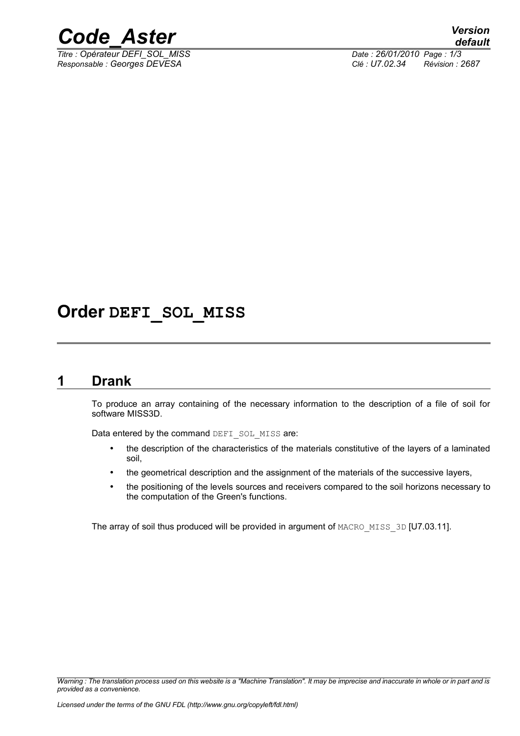# Order DEFI_SOL_MISS

## 1 Drank

To produce an array containing of the necessary information to the description of a file of soil for software MISS3D.

Data entered by the command DEFI_SOL_MISS are:

- the description of the characteristics of the materials constitutive of the layers of a laminated soil,
- the geometrical description and the assignment of the materials of the successive layers,
- the positioning of the levels sources and receivers compared to the soil horizons necessary to the computation of the Green's functions.

The array of soil thus produced will be provided in argument of MACRO_MISS_3D [U7.03.11].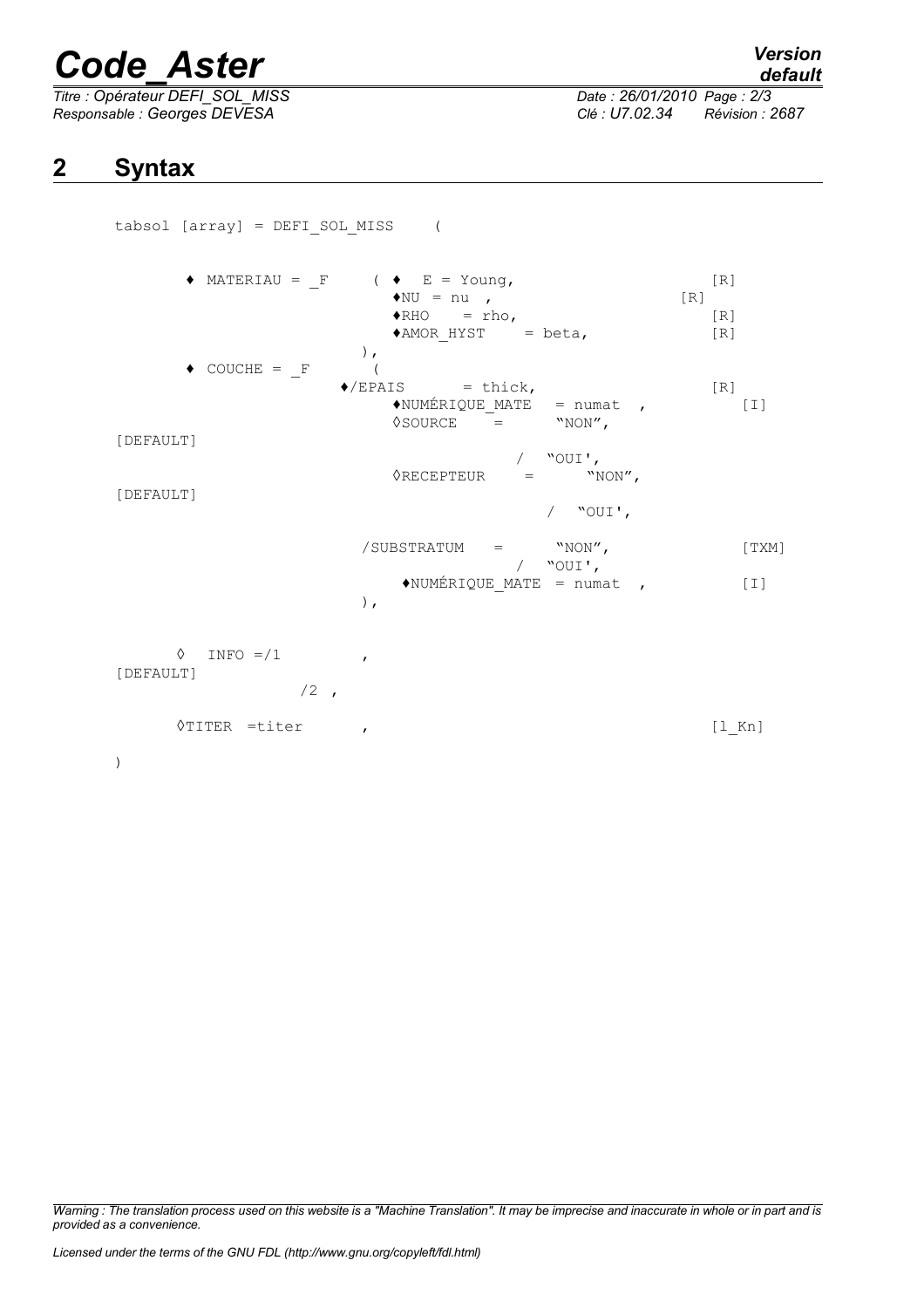# 2 Syntax

```
tabsol [array] = DEFI_SOL_MISS    (

      ♦ MATERIAU = _F     ( ♦  E = Young,                        [R]
                            ♦NU = nu  ,                        [R]
                            ♦RHO    = rho,                       [R]
                            ♦AMOR_HYST    = beta,                [R]
                          ),
      ♦ COUCHE = _F       (
                        ♦/EPAIS      = thick,                    [R]
                            ♦NUMÉRIQUE_MATE   = numat  ,           [I]
                            ◊SOURCE    =      "NON",
[DEFAULT]
                                          /  "OUI',
                            ◊RECEPTEUR    =       "NON",
[DEFAULT]
                                               /  "OUI',

                          /SUBSTRATUM   =      "NON",              [TXM]
                                          /  "OUI',
                              ♦NUMÉRIQUE_MATE = numat  ,           [I]
                          ),


      ◊  INFO =/1         ,
[DEFAULT]
                 /2  ,

      ◊TITER  =titer      ,                                      [l_Kn]

)
```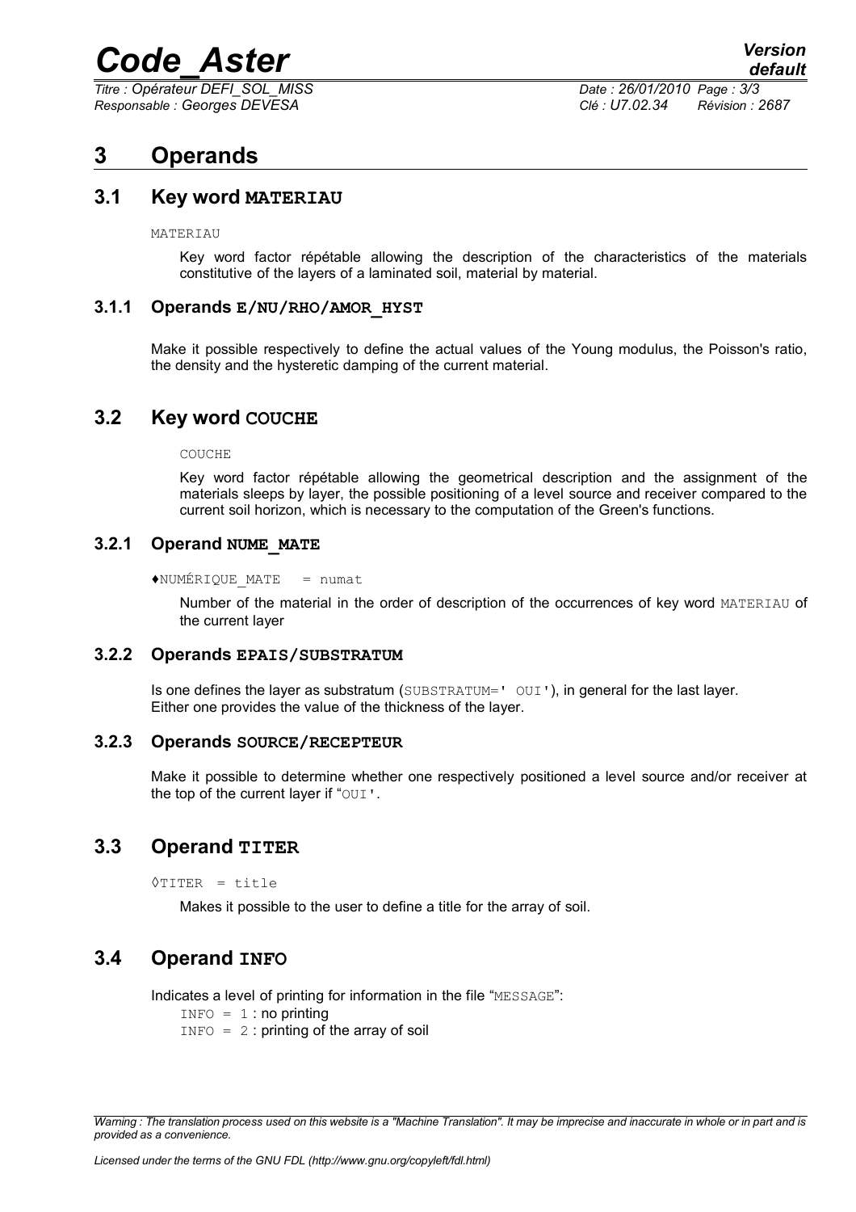# 3 Operands

## 3.1 Key word MATERIAU

MATERIAU

Key word factor répétable allowing the description of the characteristics of the materials constitutive of the layers of a laminated soil, material by material.

### 3.1.1 Operands E/NU/RHO/AMOR_HYST

Make it possible respectively to define the actual values of the Young modulus, the Poisson's ratio, the density and the hysteretic damping of the current material.

## 3.2 Key word COUCHE

COUCHE

Key word factor répétable allowing the geometrical description and the assignment of the materials sleeps by layer, the possible positioning of a level source and receiver compared to the current soil horizon, which is necessary to the computation of the Green's functions.

### 3.2.1 Operand NUME_MATE

♦NUMÉRIQUE_MATE = numat

Number of the material in the order of description of the occurrences of key word MATERIAU of the current layer

### 3.2.2 Operands EPAIS/SUBSTRATUM

Is one defines the layer as substratum (SUBSTRATUM=' OUI'), in general for the last layer.
Either one provides the value of the thickness of the layer.

### 3.2.3 Operands SOURCE/RECEPTEUR

Make it possible to determine whether one respectively positioned a level source and/or receiver at the top of the current layer if "OUI'.

## 3.3 Operand TITER

◊TITER = title

Makes it possible to the user to define a title for the array of soil.

## 3.4 Operand INFO

Indicates a level of printing for information in the file "MESSAGE":

INFO = 1 : no printing
INFO = 2 : printing of the array of soil